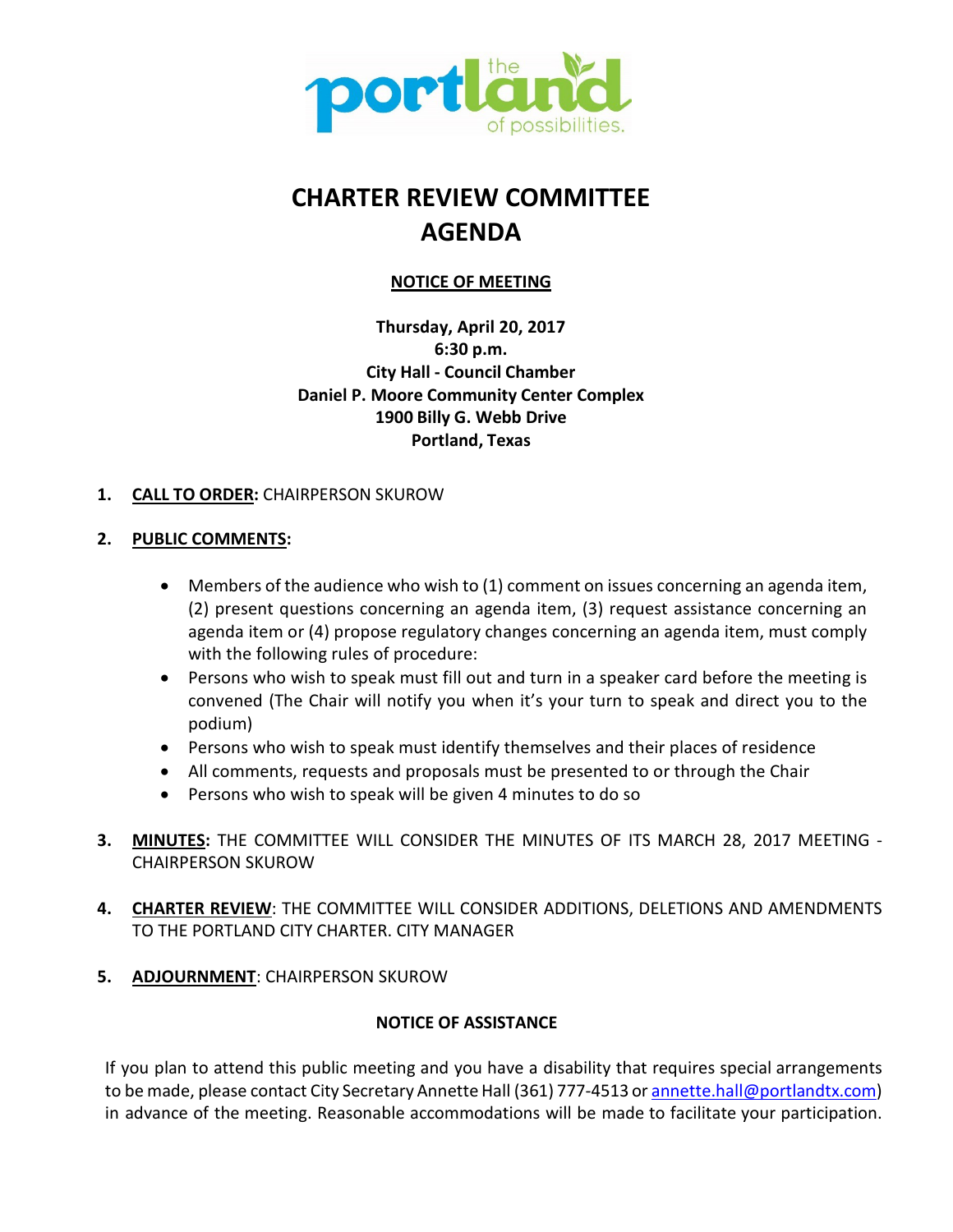# CHARTER REVIEW COMMITTEE AGENDA

**NOTICE OF MEETING**

**Thursday, April 20, 2017**
**6:30 p.m.**
**City Hall - Council Chamber**
**Daniel P. Moore Community Center Complex**
**1900 Billy G. Webb Drive**
**Portland, Texas**

1. **CALL TO ORDER:** CHAIRPERSON SKUROW

2. **PUBLIC COMMENTS:**

   - Members of the audience who wish to (1) comment on issues concerning an agenda item, (2) present questions concerning an agenda item, (3) request assistance concerning an agenda item or (4) propose regulatory changes concerning an agenda item, must comply with the following rules of procedure:
   - Persons who wish to speak must fill out and turn in a speaker card before the meeting is convened (The Chair will notify you when it's your turn to speak and direct you to the podium)
   - Persons who wish to speak must identify themselves and their places of residence
   - All comments, requests and proposals must be presented to or through the Chair
   - Persons who wish to speak will be given 4 minutes to do so

3. **MINUTES:** THE COMMITTEE WILL CONSIDER THE MINUTES OF ITS MARCH 28, 2017 MEETING - CHAIRPERSON SKUROW

4. **CHARTER REVIEW**: THE COMMITTEE WILL CONSIDER ADDITIONS, DELETIONS AND AMENDMENTS TO THE PORTLAND CITY CHARTER. CITY MANAGER

5. **ADJOURNMENT**: CHAIRPERSON SKUROW

**NOTICE OF ASSISTANCE**

If you plan to attend this public meeting and you have a disability that requires special arrangements to be made, please contact City Secretary Annette Hall (361) 777-4513 or annette.hall@portlandtx.com) in advance of the meeting. Reasonable accommodations will be made to facilitate your participation.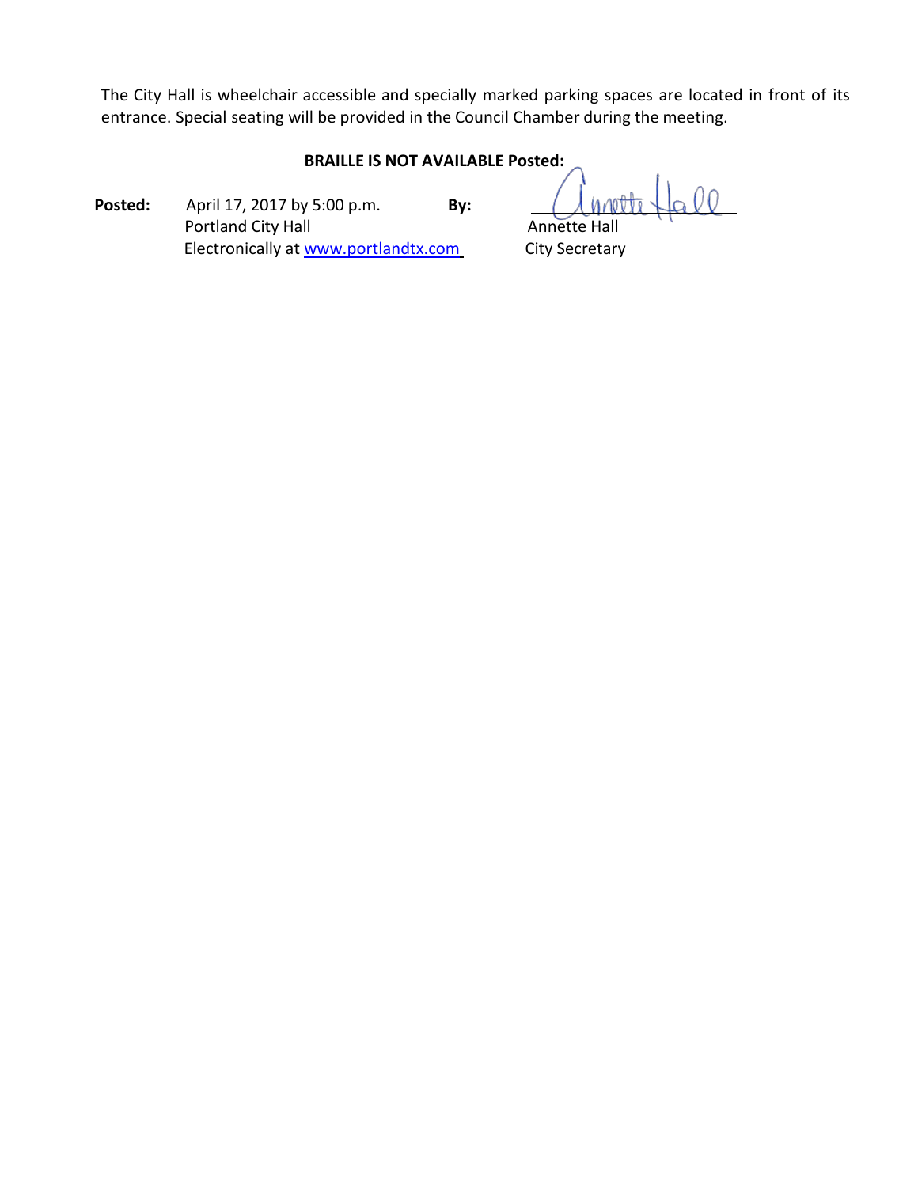The City Hall is wheelchair accessible and specially marked parking spaces are located in front of its entrance. Special seating will be provided in the Council Chamber during the meeting.

**BRAILLE IS NOT AVAILABLE Posted:**

**Posted:** April 17, 2017 by 5:00 p.m.
Portland City Hall
Electronically at www.portlandtx.com

**By:** Annette Hall
Annette Hall
City Secretary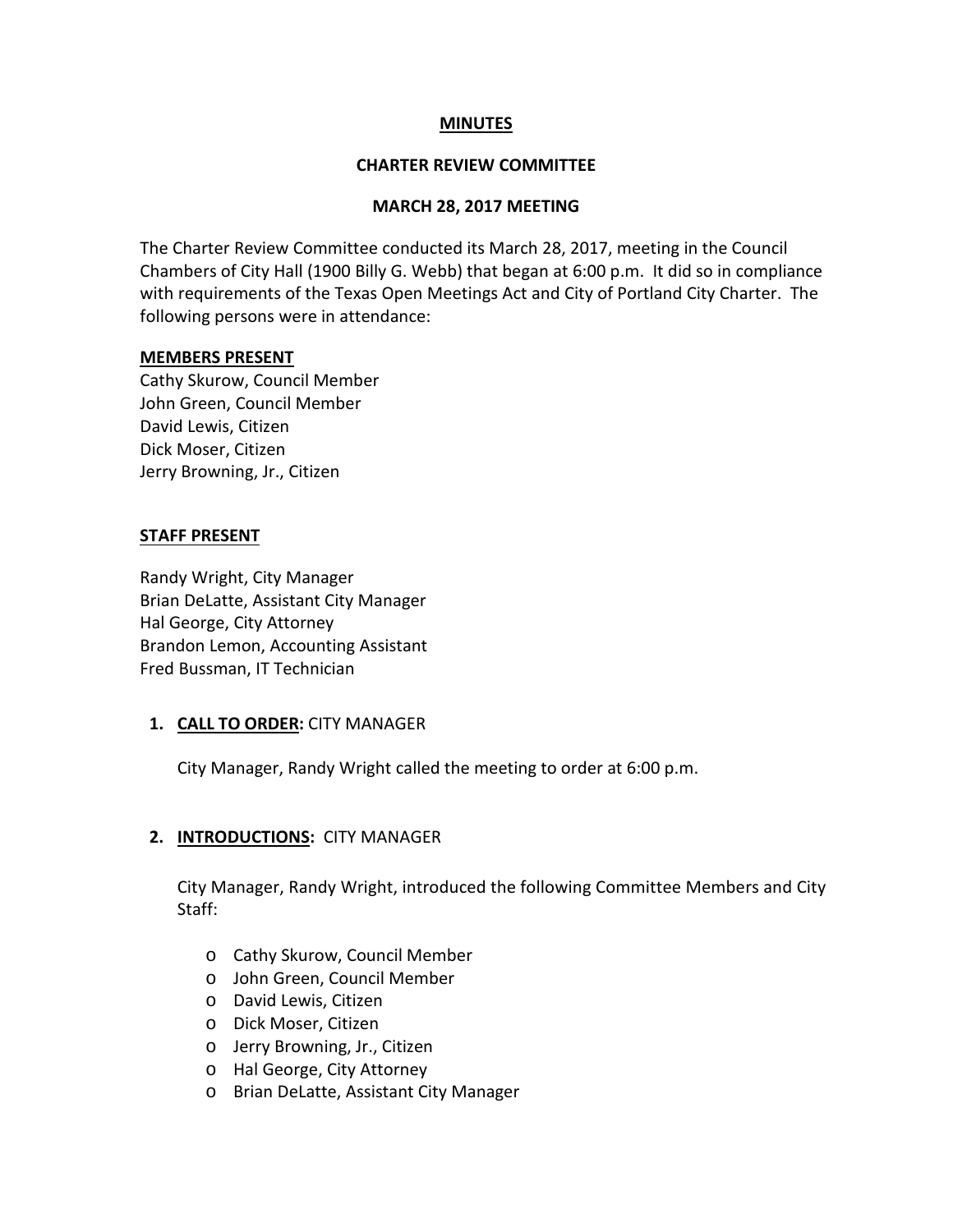**MINUTES**

**CHARTER REVIEW COMMITTEE**

**MARCH 28, 2017 MEETING**

The Charter Review Committee conducted its March 28, 2017, meeting in the Council Chambers of City Hall (1900 Billy G. Webb) that began at 6:00 p.m. It did so in compliance with requirements of the Texas Open Meetings Act and City of Portland City Charter. The following persons were in attendance:

**MEMBERS PRESENT**

Cathy Skurow, Council Member
John Green, Council Member
David Lewis, Citizen
Dick Moser, Citizen
Jerry Browning, Jr., Citizen

**STAFF PRESENT**

Randy Wright, City Manager
Brian DeLatte, Assistant City Manager
Hal George, City Attorney
Brandon Lemon, Accounting Assistant
Fred Bussman, IT Technician

1. **CALL TO ORDER:** CITY MANAGER

   City Manager, Randy Wright called the meeting to order at 6:00 p.m.

2. **INTRODUCTIONS:** CITY MANAGER

   City Manager, Randy Wright, introduced the following Committee Members and City Staff:

   - Cathy Skurow, Council Member
   - John Green, Council Member
   - David Lewis, Citizen
   - Dick Moser, Citizen
   - Jerry Browning, Jr., Citizen
   - Hal George, City Attorney
   - Brian DeLatte, Assistant City Manager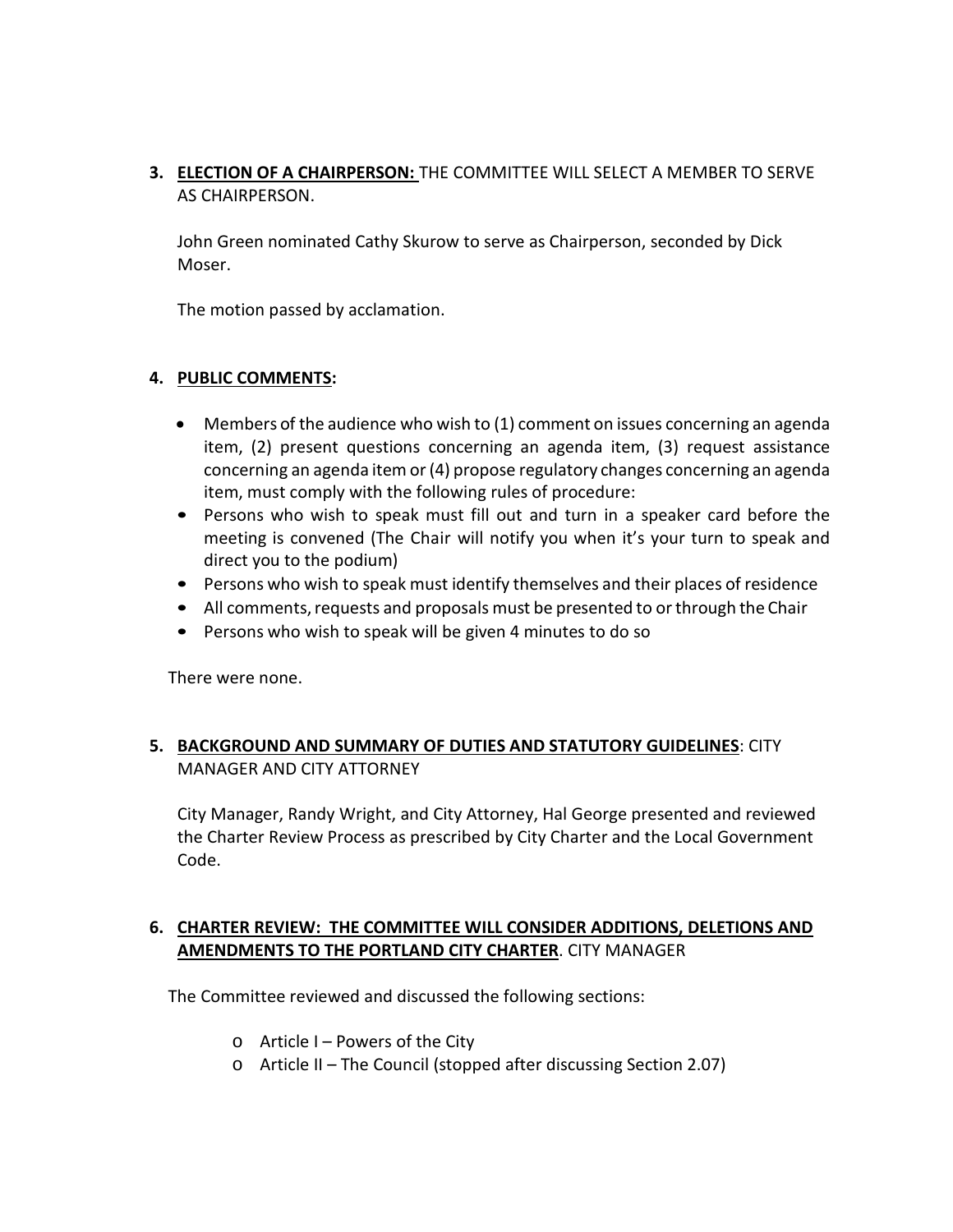3. **<u>ELECTION OF A CHAIRPERSON:</u>** THE COMMITTEE WILL SELECT A MEMBER TO SERVE AS CHAIRPERSON.

   John Green nominated Cathy Skurow to serve as Chairperson, seconded by Dick Moser.

   The motion passed by acclamation.

4. **<u>PUBLIC COMMENTS</u>:**

   - Members of the audience who wish to (1) comment on issues concerning an agenda item, (2) present questions concerning an agenda item, (3) request assistance concerning an agenda item or (4) propose regulatory changes concerning an agenda item, must comply with the following rules of procedure:
   - Persons who wish to speak must fill out and turn in a speaker card before the meeting is convened (The Chair will notify you when it's your turn to speak and direct you to the podium)
   - Persons who wish to speak must identify themselves and their places of residence
   - All comments, requests and proposals must be presented to or through the Chair
   - Persons who wish to speak will be given 4 minutes to do so

   There were none.

5. **<u>BACKGROUND AND SUMMARY OF DUTIES AND STATUTORY GUIDELINES</u>**: CITY MANAGER AND CITY ATTORNEY

   City Manager, Randy Wright, and City Attorney, Hal George presented and reviewed the Charter Review Process as prescribed by City Charter and the Local Government Code.

6. **<u>CHARTER REVIEW: THE COMMITTEE WILL CONSIDER ADDITIONS, DELETIONS AND AMENDMENTS TO THE PORTLAND CITY CHARTER</u>**. CITY MANAGER

   The Committee reviewed and discussed the following sections:

   - Article I – Powers of the City
   - Article II – The Council (stopped after discussing Section 2.07)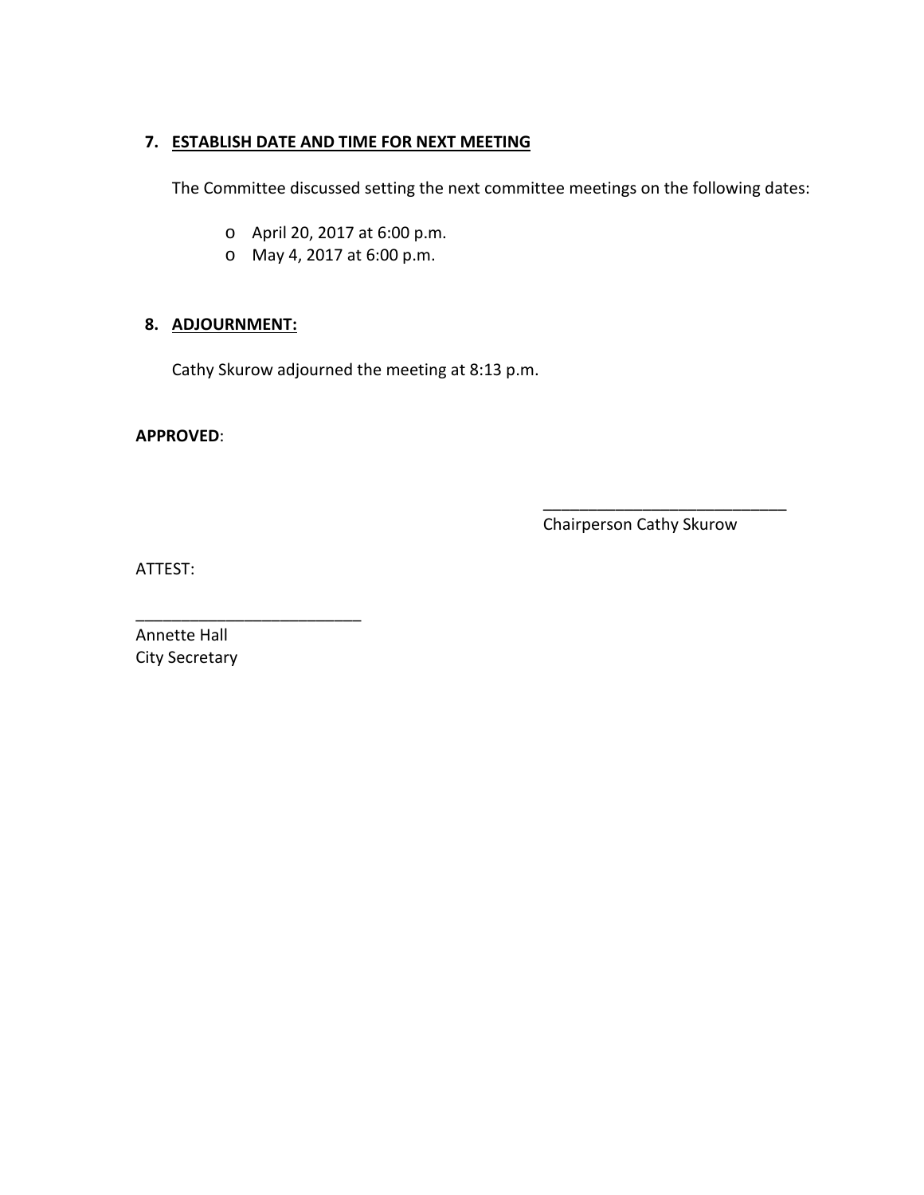## 7. ESTABLISH DATE AND TIME FOR NEXT MEETING

The Committee discussed setting the next committee meetings on the following dates:

- April 20, 2017 at 6:00 p.m.
- May 4, 2017 at 6:00 p.m.

## 8. ADJOURNMENT:

Cathy Skurow adjourned the meeting at 8:13 p.m.

**APPROVED**:

___________________________
Chairperson Cathy Skurow

ATTEST:

_________________________
Annette Hall
City Secretary